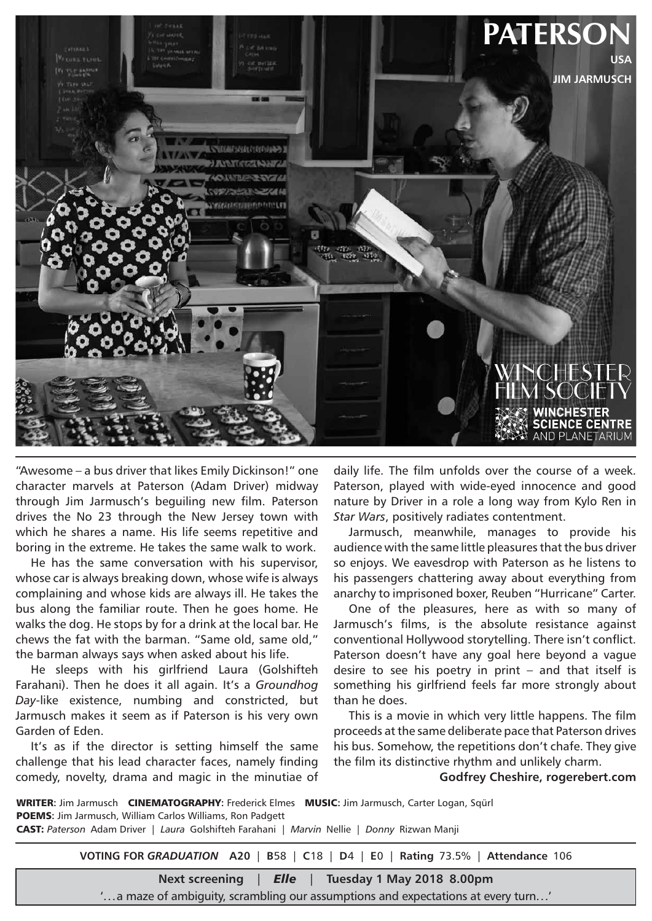# PATERSON

**USA**

**JIM JARMUSCH**

WINCHESTER FILM SOCIETY

WINCHESTER SCIENCE CENTRE AND PLANETARIUM

"Awesome – a bus driver that likes Emily Dickinson!" one character marvels at Paterson (Adam Driver) midway through Jim Jarmusch's beguiling new film. Paterson drives the No 23 through the New Jersey town with which he shares a name. His life seems repetitive and boring in the extreme. He takes the same walk to work.

He has the same conversation with his supervisor, whose car is always breaking down, whose wife is always complaining and whose kids are always ill. He takes the bus along the familiar route. Then he goes home. He walks the dog. He stops by for a drink at the local bar. He chews the fat with the barman. "Same old, same old," the barman always says when asked about his life.

He sleeps with his girlfriend Laura (Golshifteh Farahani). Then he does it all again. It's a *Groundhog Day*-like existence, numbing and constricted, but Jarmusch makes it seem as if Paterson is his very own Garden of Eden.

It's as if the director is setting himself the same challenge that his lead character faces, namely finding comedy, novelty, drama and magic in the minutiae of daily life. The film unfolds over the course of a week. Paterson, played with wide-eyed innocence and good nature by Driver in a role a long way from Kylo Ren in *Star Wars*, positively radiates contentment.

Jarmusch, meanwhile, manages to provide his audience with the same little pleasures that the bus driver so enjoys. We eavesdrop with Paterson as he listens to his passengers chattering away about everything from anarchy to imprisoned boxer, Reuben "Hurricane" Carter.

One of the pleasures, here as with so many of Jarmusch's films, is the absolute resistance against conventional Hollywood storytelling. There isn't conflict. Paterson doesn't have any goal here beyond a vague desire to see his poetry in print – and that itself is something his girlfriend feels far more strongly about than he does.

This is a movie in which very little happens. The film proceeds at the same deliberate pace that Paterson drives his bus. Somehow, the repetitions don't chafe. They give the film its distinctive rhythm and unlikely charm.

**Godfrey Cheshire, rogerebert.com**

**WRITER:** Jim Jarmusch **CINEMATOGRAPHY:** Frederick Elmes **MUSIC:** Jim Jarmusch, Carter Logan, Sqürl
**POEMS:** Jim Jarmusch, William Carlos Williams, Ron Padgett
**CAST:** *Paterson* Adam Driver | *Laura* Golshifteh Farahani | *Marvin* Nellie | *Donny* Rizwan Manji

**VOTING FOR *GRADUATION*** **A**20 | **B**58 | **C**18 | **D**4 | **E**0 | **Rating** 73.5% | **Attendance** 106

**Next screening** | ***Elle*** | **Tuesday 1 May 2018 8.00pm**

'…a maze of ambiguity, scrambling our assumptions and expectations at every turn…'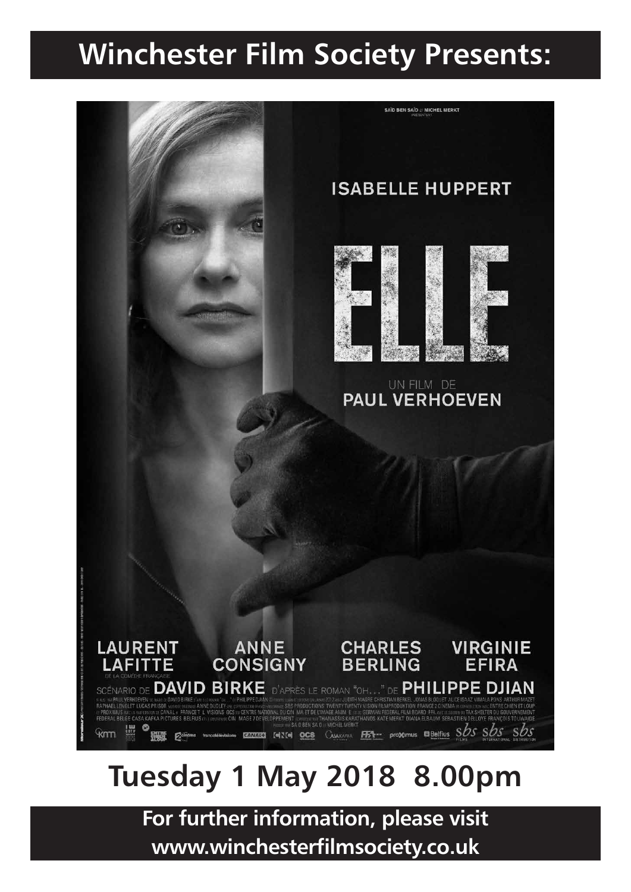# Winchester Film Society Presents:

SAÏD BEN SAÏD ET MICHEL MERKT PRÉSENTENT

ISABELLE HUPPERT

ELLE

UN FILM DE
PAUL VERHOEVEN

LAURENT LAFITTE
DE LA COMÉDIE FRANÇAISE

ANNE CONSIGNY

CHARLES BERLING

VIRGINIE EFIRA

SCÉNARIO DE DAVID BIRKE D'APRÈS LE ROMAN "OH..." DE PHILIPPE DJIAN

## Tuesday 1 May 2018 8.00pm

**For further information, please visit www.winchesterfilmsociety.co.uk**